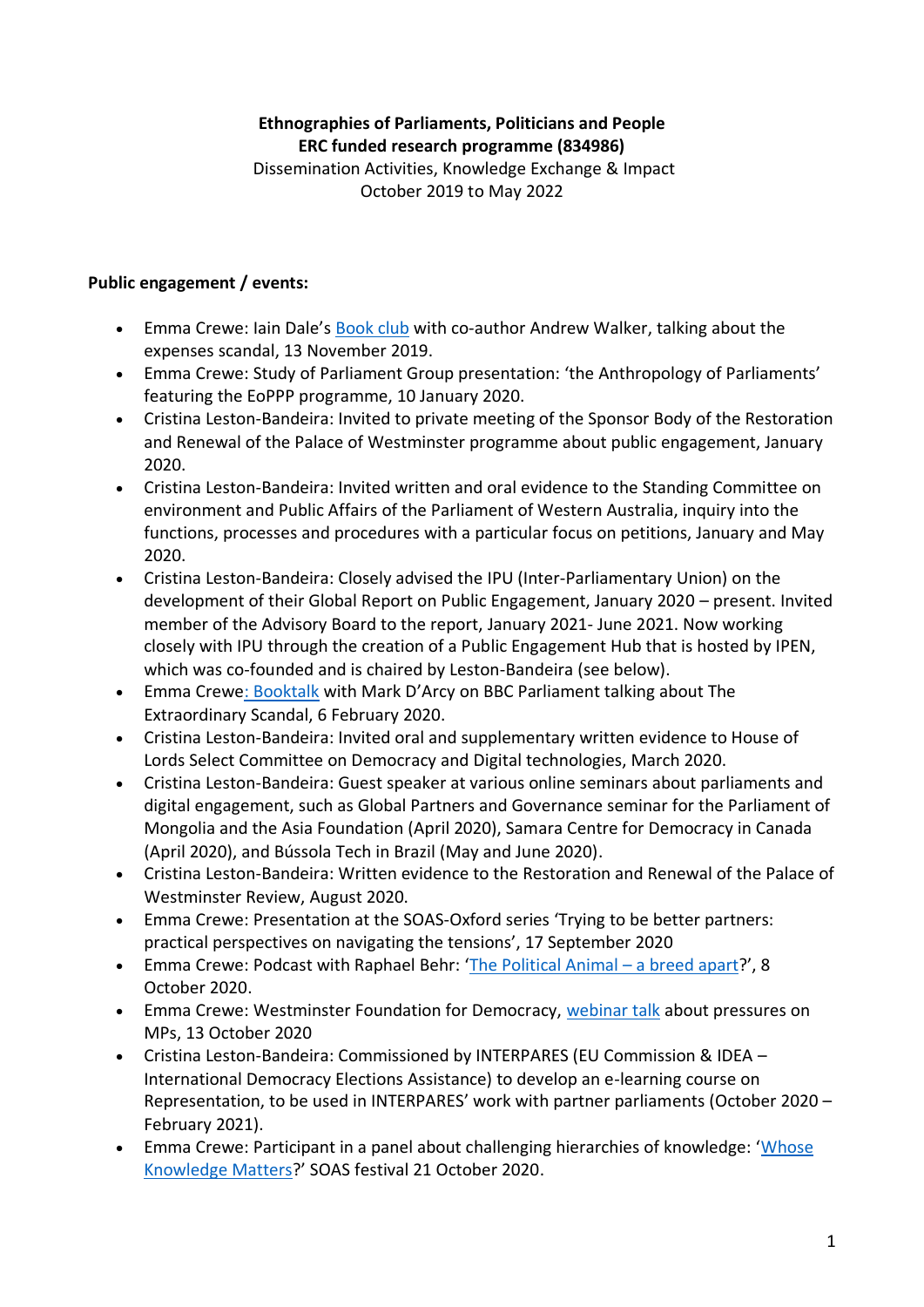**Ethnographies of Parliaments, Politicians and People**
**ERC funded research programme (834986)**
Dissemination Activities, Knowledge Exchange & Impact
October 2019 to May 2022

**Public engagement / events:**

- Emma Crewe: Iain Dale's Book club with co-author Andrew Walker, talking about the expenses scandal, 13 November 2019.
- Emma Crewe: Study of Parliament Group presentation: 'the Anthropology of Parliaments' featuring the EoPPP programme, 10 January 2020.
- Cristina Leston-Bandeira: Invited to private meeting of the Sponsor Body of the Restoration and Renewal of the Palace of Westminster programme about public engagement, January 2020.
- Cristina Leston-Bandeira: Invited written and oral evidence to the Standing Committee on environment and Public Affairs of the Parliament of Western Australia, inquiry into the functions, processes and procedures with a particular focus on petitions, January and May 2020.
- Cristina Leston-Bandeira: Closely advised the IPU (Inter-Parliamentary Union) on the development of their Global Report on Public Engagement, January 2020 – present. Invited member of the Advisory Board to the report, January 2021- June 2021. Now working closely with IPU through the creation of a Public Engagement Hub that is hosted by IPEN, which was co-founded and is chaired by Leston-Bandeira (see below).
- Emma Crewe: Booktalk with Mark D'Arcy on BBC Parliament talking about The Extraordinary Scandal, 6 February 2020.
- Cristina Leston-Bandeira: Invited oral and supplementary written evidence to House of Lords Select Committee on Democracy and Digital technologies, March 2020.
- Cristina Leston-Bandeira: Guest speaker at various online seminars about parliaments and digital engagement, such as Global Partners and Governance seminar for the Parliament of Mongolia and the Asia Foundation (April 2020), Samara Centre for Democracy in Canada (April 2020), and Bússola Tech in Brazil (May and June 2020).
- Cristina Leston-Bandeira: Written evidence to the Restoration and Renewal of the Palace of Westminster Review, August 2020.
- Emma Crewe: Presentation at the SOAS-Oxford series 'Trying to be better partners: practical perspectives on navigating the tensions', 17 September 2020
- Emma Crewe: Podcast with Raphael Behr: 'The Political Animal – a breed apart?', 8 October 2020.
- Emma Crewe: Westminster Foundation for Democracy, webinar talk about pressures on MPs, 13 October 2020
- Cristina Leston-Bandeira: Commissioned by INTERPARES (EU Commission & IDEA – International Democracy Elections Assistance) to develop an e-learning course on Representation, to be used in INTERPARES' work with partner parliaments (October 2020 – February 2021).
- Emma Crewe: Participant in a panel about challenging hierarchies of knowledge: 'Whose Knowledge Matters?' SOAS festival 21 October 2020.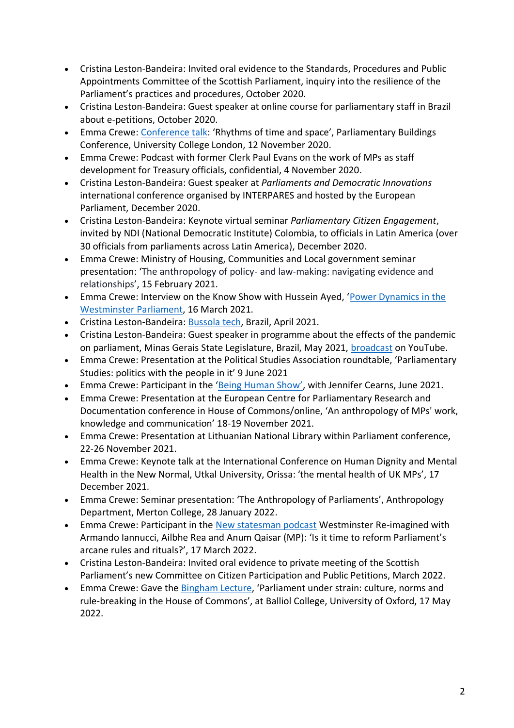- Cristina Leston-Bandeira: Invited oral evidence to the Standards, Procedures and Public Appointments Committee of the Scottish Parliament, inquiry into the resilience of the Parliament's practices and procedures, October 2020.
- Cristina Leston-Bandeira: Guest speaker at online course for parliamentary staff in Brazil about e-petitions, October 2020.
- Emma Crewe: Conference talk: 'Rhythms of time and space', Parliamentary Buildings Conference, University College London, 12 November 2020.
- Emma Crewe: Podcast with former Clerk Paul Evans on the work of MPs as staff development for Treasury officials, confidential, 4 November 2020.
- Cristina Leston-Bandeira: Guest speaker at *Parliaments and Democratic Innovations* international conference organised by INTERPARES and hosted by the European Parliament, December 2020.
- Cristina Leston-Bandeira: Keynote virtual seminar *Parliamentary Citizen Engagement*, invited by NDI (National Democratic Institute) Colombia, to officials in Latin America (over 30 officials from parliaments across Latin America), December 2020.
- Emma Crewe: Ministry of Housing, Communities and Local government seminar presentation: 'The anthropology of policy- and law-making: navigating evidence and relationships', 15 February 2021.
- Emma Crewe: Interview on the Know Show with Hussein Ayed, 'Power Dynamics in the Westminster Parliament, 16 March 2021.
- Cristina Leston-Bandeira: Bussola tech, Brazil, April 2021.
- Cristina Leston-Bandeira: Guest speaker in programme about the effects of the pandemic on parliament, Minas Gerais State Legislature, Brazil, May 2021, broadcast on YouTube.
- Emma Crewe: Presentation at the Political Studies Association roundtable, 'Parliamentary Studies: politics with the people in it' 9 June 2021
- Emma Crewe: Participant in the 'Being Human Show', with Jennifer Cearns, June 2021.
- Emma Crewe: Presentation at the European Centre for Parliamentary Research and Documentation conference in House of Commons/online, 'An anthropology of MPs' work, knowledge and communication' 18-19 November 2021.
- Emma Crewe: Presentation at Lithuanian National Library within Parliament conference, 22-26 November 2021.
- Emma Crewe: Keynote talk at the International Conference on Human Dignity and Mental Health in the New Normal, Utkal University, Orissa: 'the mental health of UK MPs', 17 December 2021.
- Emma Crewe: Seminar presentation: 'The Anthropology of Parliaments', Anthropology Department, Merton College, 28 January 2022.
- Emma Crewe: Participant in the New statesman podcast Westminster Re-imagined with Armando Iannucci, Ailbhe Rea and Anum Qaisar (MP): 'Is it time to reform Parliament's arcane rules and rituals?', 17 March 2022.
- Cristina Leston-Bandeira: Invited oral evidence to private meeting of the Scottish Parliament's new Committee on Citizen Participation and Public Petitions, March 2022.
- Emma Crewe: Gave the Bingham Lecture, 'Parliament under strain: culture, norms and rule-breaking in the House of Commons', at Balliol College, University of Oxford, 17 May 2022.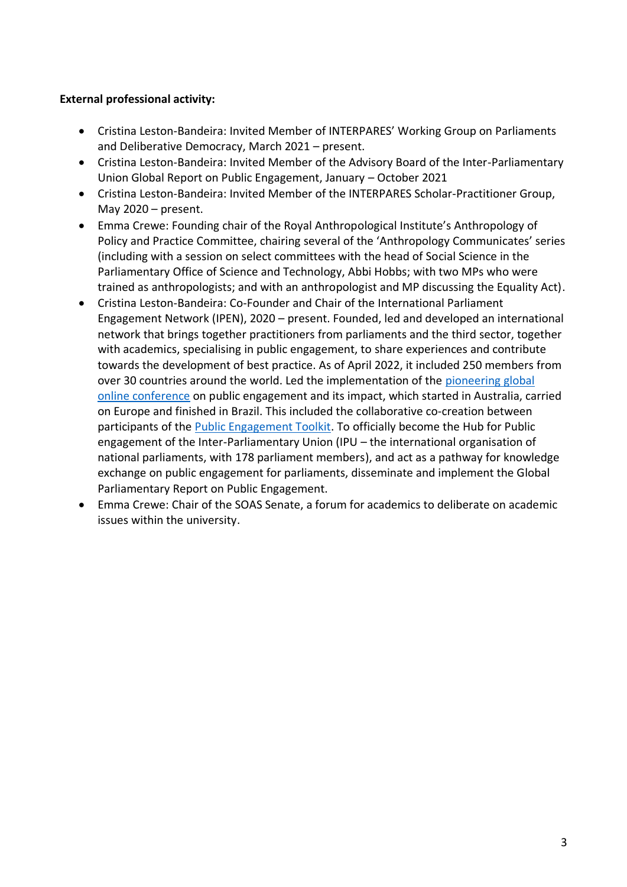**External professional activity:**

- Cristina Leston-Bandeira: Invited Member of INTERPARES' Working Group on Parliaments and Deliberative Democracy, March 2021 – present.
- Cristina Leston-Bandeira: Invited Member of the Advisory Board of the Inter-Parliamentary Union Global Report on Public Engagement, January – October 2021
- Cristina Leston-Bandeira: Invited Member of the INTERPARES Scholar-Practitioner Group, May 2020 – present.
- Emma Crewe: Founding chair of the Royal Anthropological Institute's Anthropology of Policy and Practice Committee, chairing several of the 'Anthropology Communicates' series (including with a session on select committees with the head of Social Science in the Parliamentary Office of Science and Technology, Abbi Hobbs; with two MPs who were trained as anthropologists; and with an anthropologist and MP discussing the Equality Act).
- Cristina Leston-Bandeira: Co-Founder and Chair of the International Parliament Engagement Network (IPEN), 2020 – present. Founded, led and developed an international network that brings together practitioners from parliaments and the third sector, together with academics, specialising in public engagement, to share experiences and contribute towards the development of best practice. As of April 2022, it included 250 members from over 30 countries around the world. Led the implementation of the pioneering global online conference on public engagement and its impact, which started in Australia, carried on Europe and finished in Brazil. This included the collaborative co-creation between participants of the Public Engagement Toolkit. To officially become the Hub for Public engagement of the Inter-Parliamentary Union (IPU – the international organisation of national parliaments, with 178 parliament members), and act as a pathway for knowledge exchange on public engagement for parliaments, disseminate and implement the Global Parliamentary Report on Public Engagement.
- Emma Crewe: Chair of the SOAS Senate, a forum for academics to deliberate on academic issues within the university.